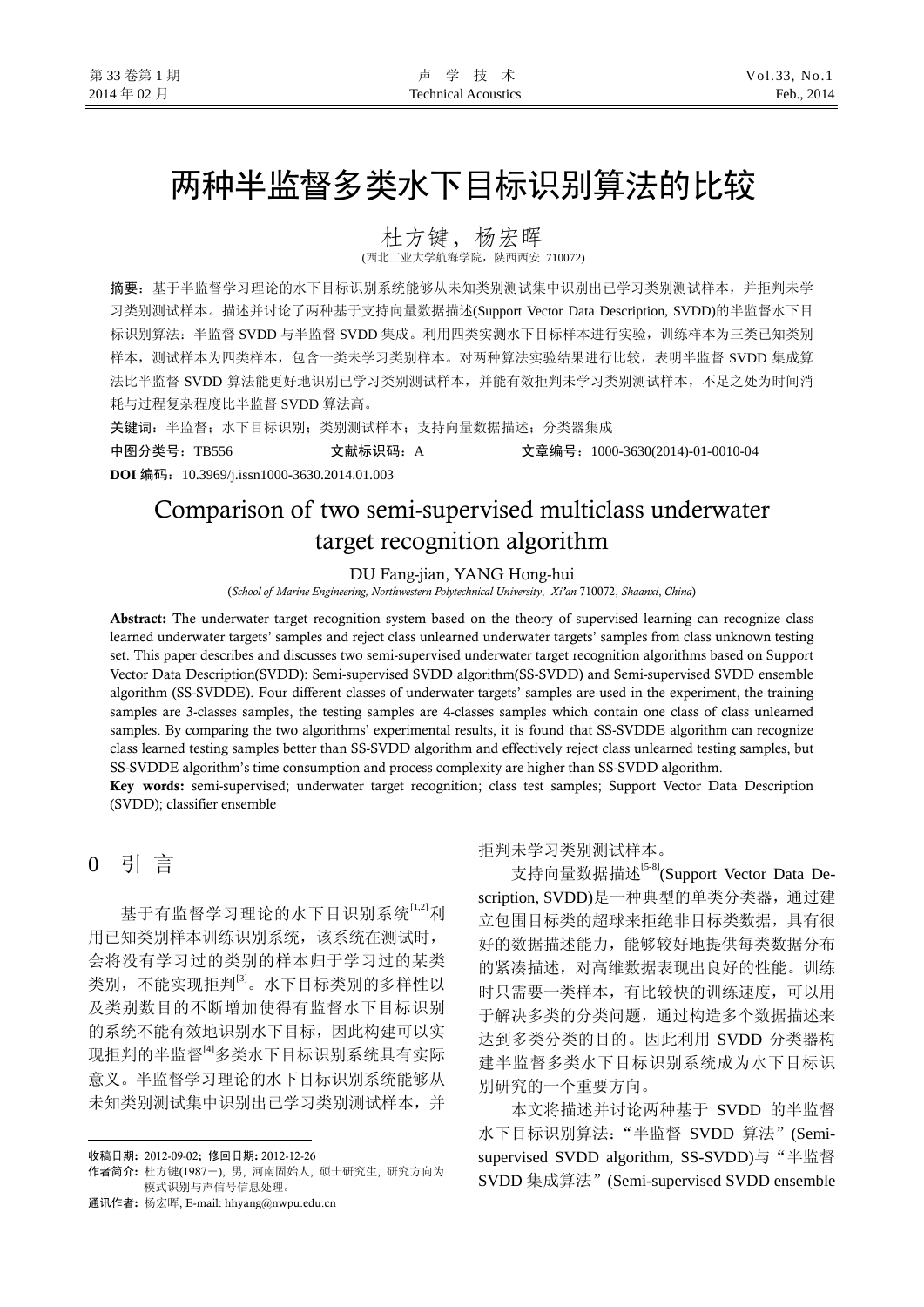# 两种半监督多类水下目标识别算法的比较

杜方键，杨宏晖

(西北工业大学航海学院，陕西西安 710072)

**摘要**：基于半监督学习理论的水下目标识别系统能够从未知类别测试集中识别出已学习类别测试样本，并拒判未学习类别测试样本。描述并讨论了两种基于支持向量数据描述(Support Vector Data Description, SVDD)的半监督水下目标识别算法：半监督 SVDD 与半监督 SVDD 集成。利用四类实测水下目标样本进行实验，训练样本为三类已知类别样本，测试样本为四类样本，包含一类未学习类别样本。对两种算法实验结果进行比较，表明半监督 SVDD 集成算法比半监督 SVDD 算法能更好地识别已学习类别测试样本，并能有效拒判未学习类别测试样本，不足之处为时间消耗与过程复杂程度比半监督 SVDD 算法高。

**关键词**：半监督；水下目标识别；类别测试样本；支持向量数据描述；分类器集成

**中图分类号**：TB556　　**文献标识码**：A　　**文章编号**：1000-3630(2014)-01-0010-04

**DOI 编码**：10.3969/j.issn1000-3630.2014.01.003

# Comparison of two semi-supervised multiclass underwater target recognition algorithm

DU Fang-jian, YANG Hong-hui

(*School of Marine Engineering, Northwestern Polytechnical University, Xi'an* 710072, *Shaanxi*, *China*)

**Abstract:** The underwater target recognition system based on the theory of supervised learning can recognize class learned underwater targets' samples and reject class unlearned underwater targets' samples from class unknown testing set. This paper describes and discusses two semi-supervised underwater target recognition algorithms based on Support Vector Data Description(SVDD): Semi-supervised SVDD algorithm(SS-SVDD) and Semi-supervised SVDD ensemble algorithm (SS-SVDDE). Four different classes of underwater targets' samples are used in the experiment, the training samples are 3-classes samples, the testing samples are 4-classes samples which contain one class of class unlearned samples. By comparing the two algorithms' experimental results, it is found that SS-SVDDE algorithm can recognize class learned testing samples better than SS-SVDD algorithm and effectively reject class unlearned testing samples, but SS-SVDDE algorithm's time consumption and process complexity are higher than SS-SVDD algorithm.

**Key words:** semi-supervised; underwater target recognition; class test samples; Support Vector Data Description (SVDD); classifier ensemble

## 0 引 言

基于有监督学习理论的水下目识别系统[1,2]利用已知类别样本训练识别系统，该系统在测试时，会将没有学习过的类别的样本归于学习过的某类类别，不能实现拒判[3]。水下目标类别的多样性以及类别数目的不断增加使得有监督水下目标识别的系统不能有效地识别水下目标，因此构建可以实现拒判的半监督[4]多类水下目标识别系统具有实际意义。半监督学习理论的水下目标识别系统能够从未知类别测试集中识别出已学习类别测试样本，并拒判未学习类别测试样本。

支持向量数据描述[5-8](Support Vector Data Description, SVDD)是一种典型的单类分类器，通过建立包围目标类的超球来拒绝非目标类数据，具有很好的数据描述能力，能够较好地提供每类数据分布的紧凑描述，对高维数据表现出良好的性能。训练时只需要一类样本，有比较快的训练速度，可以用于解决多类的分类问题，通过构造多个数据描述来达到多类分类的目的。因此利用 SVDD 分类器构建半监督多类水下目标识别系统成为水下目标识别研究的一个重要方向。

本文将描述并讨论两种基于 SVDD 的半监督水下目标识别算法：“半监督 SVDD 算法”(Semi-supervised SVDD algorithm, SS-SVDD)与“半监督 SVDD 集成算法”(Semi-supervised SVDD ensemble

---

**收稿日期**：2012-09-02；**修回日期**：2012-12-26

**作者简介**：杜方键(1987－)，男，河南固始人，硕士研究生，研究方向为模式识别与声信号信息处理。

**通讯作者**：杨宏晖，E-mail: hhyang@nwpu.edu.cn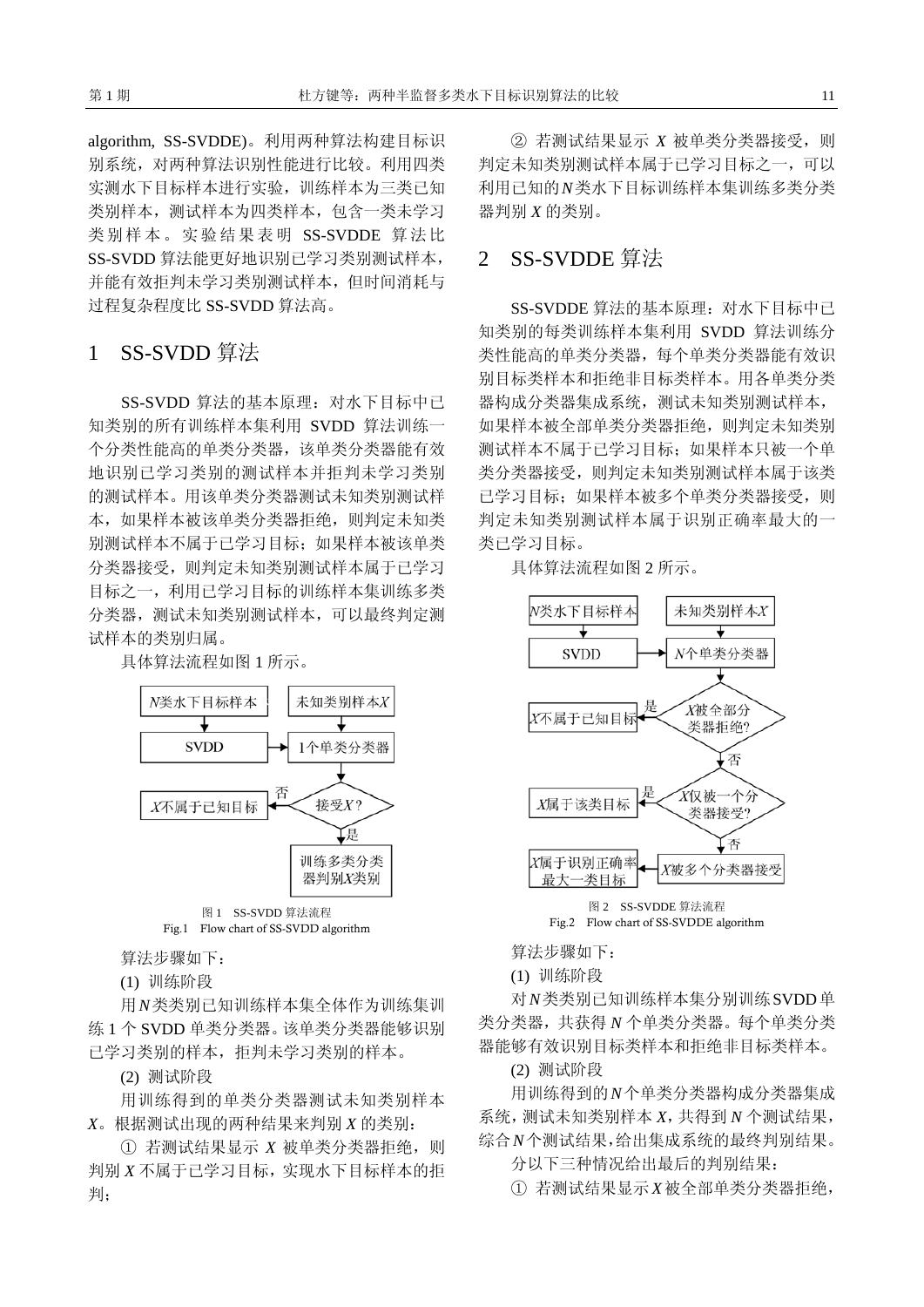algorithm, SS-SVDDE)。利用两种算法构建目标识别系统，对两种算法识别性能进行比较。利用四类实测水下目标样本进行实验，训练样本为三类已知类别样本，测试样本为四类样本，包含一类未学习类别样本。实验结果表明 SS-SVDDE 算法比 SS-SVDD 算法能更好地识别已学习类别测试样本，并能有效拒判未学习类别测试样本，但时间消耗与过程复杂程度比 SS-SVDD 算法高。

## 1 SS-SVDD 算法

SS-SVDD 算法的基本原理：对水下目标中已知类别的所有训练样本集利用 SVDD 算法训练一个分类性能高的单类分类器，该单类分类器能有效地识别已学习类别的测试样本并拒判未学习类别的测试样本。用该单类分类器测试未知类别测试样本，如果样本被该单类分类器拒绝，则判定未知类别测试样本不属于已学习目标；如果样本被该单类分类器接受，则判定未知类别测试样本属于已学习目标之一，利用已学习目标的训练样本集训练多类分类器，测试未知类别测试样本，可以最终判定测试样本的类别归属。

具体算法流程如图 1 所示。

图 1 SS-SVDD 算法流程
Fig.1 Flow chart of SS-SVDD algorithm

算法步骤如下：

(1) 训练阶段

用 $N$ 类类别已知训练样本集全体作为训练集训练 1 个 SVDD 单类分类器。该单类分类器能够识别已学习类别的样本，拒判未学习类别的样本。

(2) 测试阶段

用训练得到的单类分类器测试未知类别样本 $X$。根据测试出现的两种结果来判别 $X$ 的类别：

① 若测试结果显示 $X$ 被单类分类器拒绝，则判别 $X$ 不属于已学习目标，实现水下目标样本的拒判；

② 若测试结果显示 $X$ 被单类分类器接受，则判定未知类别测试样本属于已学习目标之一，可以利用已知的 $N$ 类水下目标训练样本集训练多类分类器判别 $X$ 的类别。

## 2 SS-SVDDE 算法

SS-SVDDE 算法的基本原理：对水下目标中已知类别的每类训练样本集利用 SVDD 算法训练分类性能高的单类分类器，每个单类分类器能有效识别目标类样本和拒绝非目标类样本。用各单类分类器构成分类器集成系统，测试未知类别测试样本，如果样本被全部单类分类器拒绝，则判定未知类别测试样本不属于已学习目标；如果样本只被一个单类分类器接受，则判定未知类别测试样本属于该类已学习目标；如果样本被多个单类分类器接受，则判定未知类别测试样本属于识别正确率最大的一类已学习目标。

具体算法流程如图 2 所示。

图 2 SS-SVDDE 算法流程
Fig.2 Flow chart of SS-SVDDE algorithm

算法步骤如下：

(1) 训练阶段

对 $N$ 类类别已知训练样本集分别训练 SVDD 单类分类器，共获得 $N$ 个单类分类器。每个单类分类器能够有效识别目标类样本和拒绝非目标类样本。

(2) 测试阶段

用训练得到的 $N$ 个单类分类器构成分类器集成系统，测试未知类别样本 $X$，共得到 $N$ 个测试结果，综合 $N$ 个测试结果，给出集成系统的最终判别结果。

分以下三种情况给出最后的判别结果：

① 若测试结果显示 $X$ 被全部单类分类器拒绝，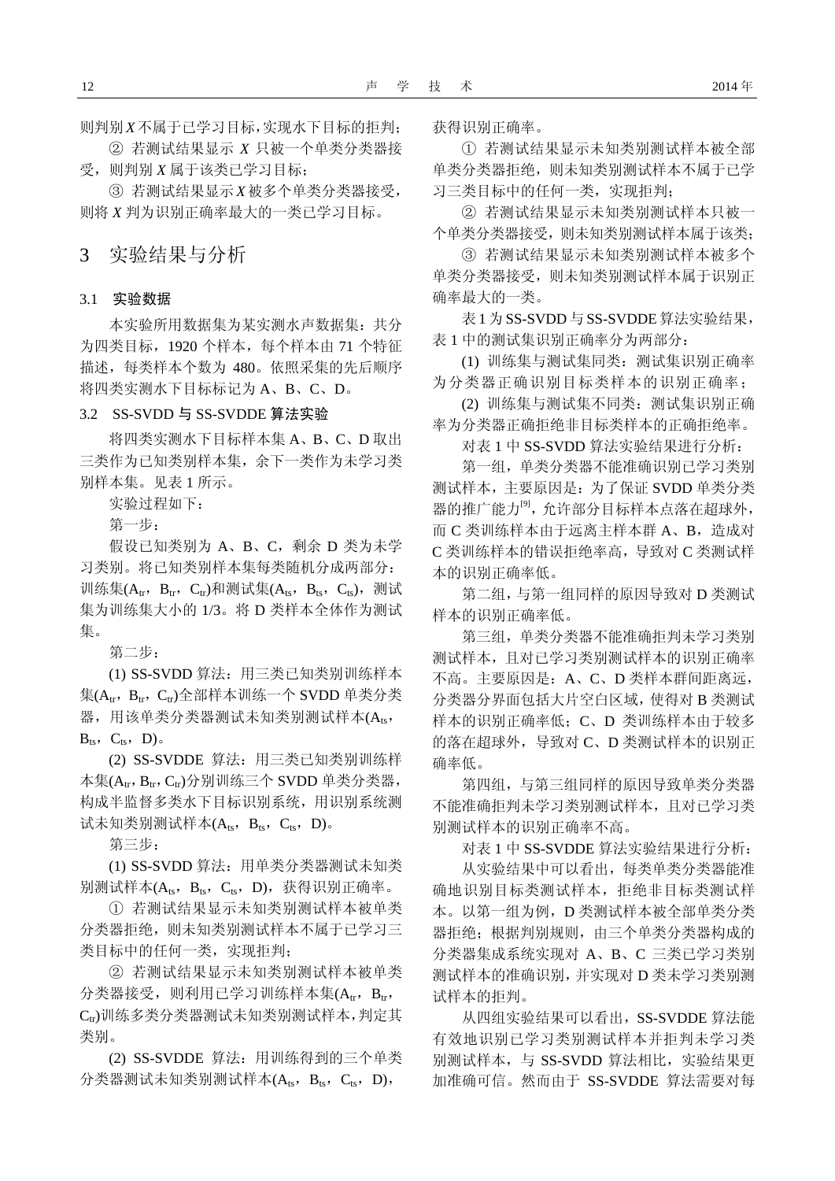则判别 $X$ 不属于已学习目标，实现水下目标的拒判；

② 若测试结果显示 $X$ 只被一个单类分类器接受，则判别 $X$ 属于该类已学习目标；

③ 若测试结果显示 $X$ 被多个单类分类器接受，则将 $X$ 判为识别正确率最大的一类已学习目标。

# 3 实验结果与分析

## 3.1 实验数据

本实验所用数据集为某实测水声数据集：共分为四类目标，1920 个样本，每个样本由 71 个特征描述，每类样本个数为 480。依照采集的先后顺序将四类实测水下目标标记为 A、B、C、D。

## 3.2 SS-SVDD 与 SS-SVDDE 算法实验

将四类实测水下目标样本集 A、B、C、D 取出三类作为已知类别样本集，余下一类作为未学习类别样本集。见表 1 所示。

实验过程如下：

第一步：

假设已知类别为 A、B、C，剩余 D 类为未学习类别。将已知类别样本集每类随机分成两部分：训练集($A_{tr}$，$B_{tr}$，$C_{tr}$)和测试集($A_{ts}$，$B_{ts}$，$C_{ts}$)，测试集为训练集大小的 1/3。将 D 类样本全体作为测试集。

第二步：

(1) SS-SVDD 算法：用三类已知类别训练样本集($A_{tr}$，$B_{tr}$，$C_{tr}$)全部样本训练一个 SVDD 单类分类器，用该单类分类器测试未知类别测试样本($A_{ts}$，$B_{ts}$，$C_{ts}$，D)。

(2) SS-SVDDE 算法：用三类已知类别训练样本集($A_{tr}$，$B_{tr}$，$C_{tr}$)分别训练三个 SVDD 单类分类器，构成半监督多类水下目标识别系统，用识别系统测试未知类别测试样本($A_{ts}$，$B_{ts}$，$C_{ts}$，D)。

第三步：

(1) SS-SVDD 算法：用单类分类器测试未知类别测试样本($A_{ts}$，$B_{ts}$，$C_{ts}$，D)，获得识别正确率。

① 若测试结果显示未知类别测试样本被单类分类器拒绝，则未知类别测试样本不属于已学习三类目标中的任何一类，实现拒判；

② 若测试结果显示未知类别测试样本被单类分类器接受，则利用已学习训练样本集($A_{tr}$，$B_{tr}$，$C_{tr}$)训练多类分类器测试未知类别测试样本，判定其类别。

(2) SS-SVDDE 算法：用训练得到的三个单类分类器测试未知类别测试样本($A_{ts}$，$B_{ts}$，$C_{ts}$，D)，获得识别正确率。

① 若测试结果显示未知类别测试样本被全部单类分类器拒绝，则未知类别测试样本不属于已学习三类目标中的任何一类，实现拒判；

② 若测试结果显示未知类别测试样本只被一个单类分类器接受，则未知类别测试样本属于该类；

③ 若测试结果显示未知类别测试样本被多个单类分类器接受，则未知类别测试样本属于识别正确率最大的一类。

表 1 为 SS-SVDD 与 SS-SVDDE 算法实验结果，表 1 中的测试集识别正确率分为两部分：

(1) 训练集与测试集同类：测试集识别正确率为分类器正确识别目标类样本的识别正确率；

(2) 训练集与测试集不同类：测试集识别正确率为分类器正确拒绝非目标类样本的正确拒绝率。

对表 1 中 SS-SVDD 算法实验结果进行分析：

第一组，单类分类器不能准确识别已学习类别测试样本，主要原因是：为了保证 SVDD 单类分类器的推广能力[9]，允许部分目标样本点落在超球外，而 C 类训练样本由于远离主样本群 A、B，造成对 C 类训练样本的错误拒绝率高，导致对 C 类测试样本的识别正确率低。

第二组，与第一组同样的原因导致对 D 类测试样本的识别正确率低。

第三组，单类分类器不能准确拒判未学习类别测试样本，且对已学习类别测试样本的识别正确率不高。主要原因是：A、C、D 类样本群间距离远，分类器分界面包括大片空白区域，使得对 B 类测试样本的识别正确率低；C、D 类训练样本由于较多的落在超球外，导致对 C、D 类测试样本的识别正确率低。

第四组，与第三组同样的原因导致单类分类器不能准确拒判未学习类别测试样本，且对已学习类别测试样本的识别正确率不高。

对表 1 中 SS-SVDDE 算法实验结果进行分析：

从实验结果中可以看出，每类单类分类器能准确地识别目标类测试样本，拒绝非目标类测试样本。以第一组为例，D 类测试样本被全部单类分类器拒绝；根据判别规则，由三个单类分类器构成的分类器集成系统实现对 A、B、C 三类已学习类别测试样本的准确识别，并实现对 D 类未学习类别测试样本的拒判。

从四组实验结果可以看出，SS-SVDDE 算法能有效地识别已学习类别测试样本并拒判未学习类别测试样本，与 SS-SVDD 算法相比，实验结果更加准确可信。然而由于 SS-SVDDE 算法需要对每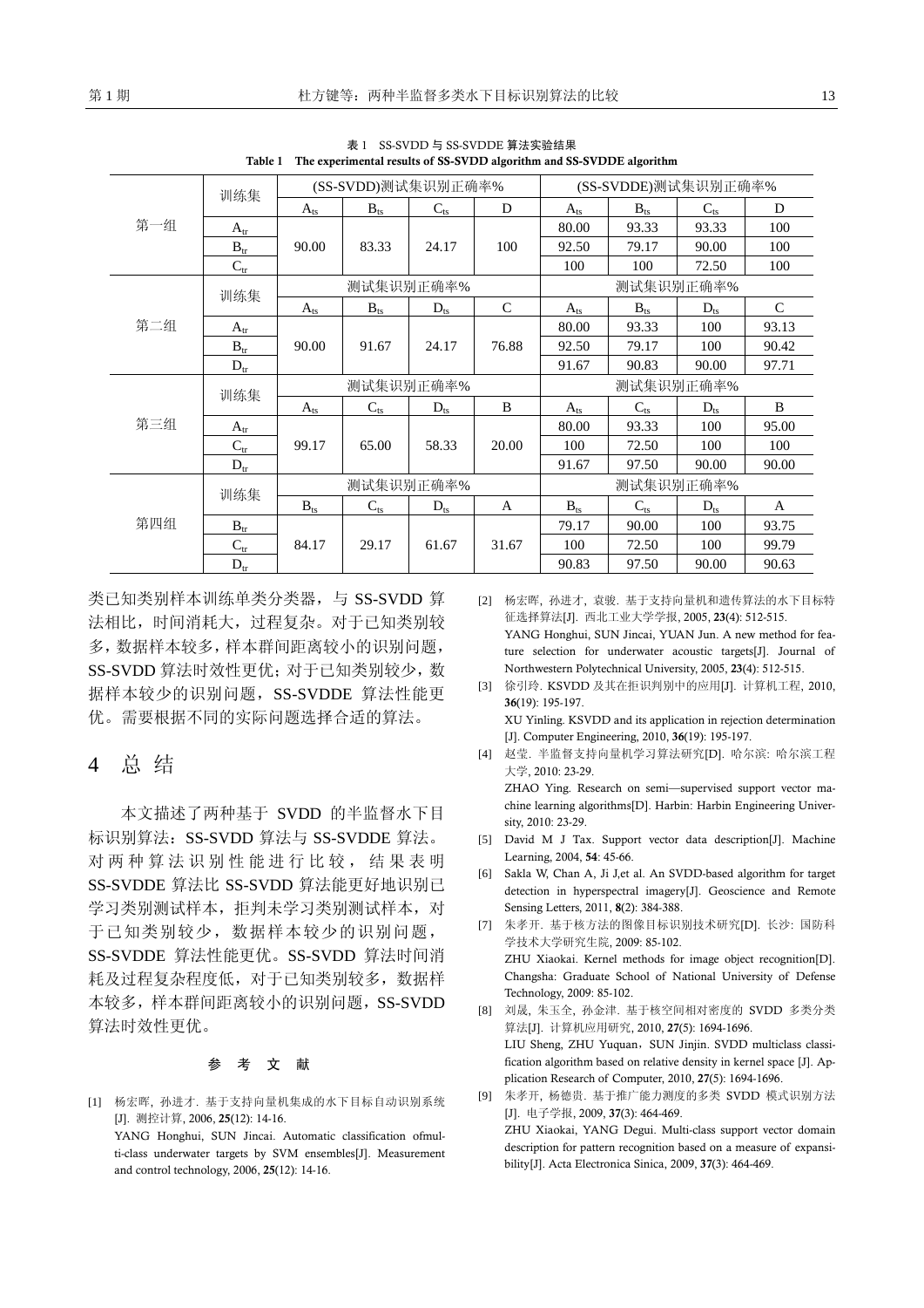表 1　SS-SVDD 与 SS-SVDDE 算法实验结果

**Table 1　The experimental results of SS-SVDD algorithm and SS-SVDDE algorithm**

| | 训练集 | (SS-SVDD)测试集识别正确率% | | | | (SS-SVDDE)测试集识别正确率% | | | |
|---|---|---|---|---|---|---|---|---|---|
| 第一组 | | $A_{ts}$ | $B_{ts}$ | $C_{ts}$ | D | $A_{ts}$ | $B_{ts}$ | $C_{ts}$ | D |
| | $A_{tr}$ | 90.00 | 83.33 | 24.17 | 100 | 80.00 | 93.33 | 93.33 | 100 |
| | $B_{tr}$ | | | | | 92.50 | 79.17 | 90.00 | 100 |
| | $C_{tr}$ | | | | | 100 | 100 | 72.50 | 100 |
| 第二组 | 训练集 | 测试集识别正确率% | | | | 测试集识别正确率% | | | |
| | | $A_{ts}$ | $B_{ts}$ | $D_{ts}$ | C | $A_{ts}$ | $B_{ts}$ | $D_{ts}$ | C |
| | $A_{tr}$ | 90.00 | 91.67 | 24.17 | 76.88 | 80.00 | 93.33 | 100 | 93.13 |
| | $B_{tr}$ | | | | | 92.50 | 79.17 | 100 | 90.42 |
| | $D_{tr}$ | | | | | 91.67 | 90.83 | 90.00 | 97.71 |
| 第三组 | 训练集 | 测试集识别正确率% | | | | 测试集识别正确率% | | | |
| | | $A_{ts}$ | $C_{ts}$ | $D_{ts}$ | B | $A_{ts}$ | $C_{ts}$ | $D_{ts}$ | B |
| | $A_{tr}$ | 99.17 | 65.00 | 58.33 | 20.00 | 80.00 | 93.33 | 100 | 95.00 |
| | $C_{tr}$ | | | | | 100 | 72.50 | 100 | 100 |
| | $D_{tr}$ | | | | | 91.67 | 97.50 | 90.00 | 90.00 |
| 第四组 | 训练集 | 测试集识别正确率% | | | | 测试集识别正确率% | | | |
| | | $B_{ts}$ | $C_{ts}$ | $D_{ts}$ | A | $B_{ts}$ | $C_{ts}$ | $D_{ts}$ | A |
| | $B_{tr}$ | 84.17 | 29.17 | 61.67 | 31.67 | 79.17 | 90.00 | 100 | 93.75 |
| | $C_{tr}$ | | | | | 100 | 72.50 | 100 | 99.79 |
| | $D_{tr}$ | | | | | 90.83 | 97.50 | 90.00 | 90.63 |

类已知类别样本训练单类分类器，与 SS-SVDD 算法相比，时间消耗大，过程复杂。对于已知类别较多，数据样本较多，样本群间距离较小的识别问题，SS-SVDD 算法时效性更优；对于已知类别较少，数据样本较少的识别问题，SS-SVDDE 算法性能更优。需要根据不同的实际问题选择合适的算法。

## 4　总 结

本文描述了两种基于 SVDD 的半监督水下目标识别算法：SS-SVDD 算法与 SS-SVDDE 算法。对两种算法识别性能进行比较，结果表明 SS-SVDDE 算法比 SS-SVDD 算法能更好地识别已学习类别测试样本，拒判未学习类别测试样本，对于已知类别较少，数据样本较少的识别问题，SS-SVDDE 算法性能更优。SS-SVDD 算法时间消耗及过程复杂程度低，对于已知类别较多，数据样本较多，样本群间距离较小的识别问题，SS-SVDD 算法时效性更优。

### 参 考 文 献

[1] 杨宏晖，孙进才. 基于支持向量机集成的水下目标自动识别系统[J]. 测控计算, 2006, **25**(12): 14-16.
YANG Honghui, SUN Jincai. Automatic classification ofmulti-class underwater targets by SVM ensembles[J]. Measurement and control technology, 2006, **25**(12): 14-16.

[2] 杨宏晖，孙进才，袁骏. 基于支持向量机和遗传算法的水下目标特征选择算法[J]. 西北工业大学学报, 2005, **23**(4): 512-515.
YANG Honghui, SUN Jincai, YUAN Jun. A new method for feature selection for underwater acoustic targets[J]. Journal of Northwestern Polytechnical University, 2005, **23**(4): 512-515.

[3] 徐引玲. KSVDD 及其在拒识判别中的应用[J]. 计算机工程, 2010, **36**(19): 195-197.
XU Yinling. KSVDD and its application in rejection determination [J]. Computer Engineering, 2010, **36**(19): 195-197.

[4] 赵莹. 半监督支持向量机学习算法研究[D]. 哈尔滨: 哈尔滨工程大学, 2010: 23-29.
ZHAO Ying. Research on semi—supervised support vector machine learning algorithms[D]. Harbin: Harbin Engineering University, 2010: 23-29.

[5] David M J Tax. Support vector data description[J]. Machine Learning, 2004, **54**: 45-66.

[6] Sakla W, Chan A, Ji J,et al. An SVDD-based algorithm for target detection in hyperspectral imagery[J]. Geoscience and Remote Sensing Letters, 2011, **8**(2): 384-388.

[7] 朱孝开. 基于核方法的图像目标识别技术研究[D]. 长沙: 国防科学技术大学研究生院, 2009: 85-102.
ZHU Xiaokai. Kernel methods for image object recognition[D]. Changsha: Graduate School of National University of Defense Technology, 2009: 85-102.

[8] 刘晟，朱玉全，孙金津. 基于核空间相对密度的 SVDD 多类分类算法[J]. 计算机应用研究, 2010, **27**(5): 1694-1696.
LIU Sheng, ZHU Yuquan，SUN Jinjin. SVDD multiclass classification algorithm based on relative density in kernel space [J]. Application Research of Computer, 2010, **27**(5): 1694-1696.

[9] 朱孝开，杨德贵. 基于推广能力测度的多类 SVDD 模式识别方法[J]. 电子学报, 2009, **37**(3): 464-469.
ZHU Xiaokai, YANG Degui. Multi-class support vector domain description for pattern recognition based on a measure of expansibility[J]. Acta Electronica Sinica, 2009, **37**(3): 464-469.